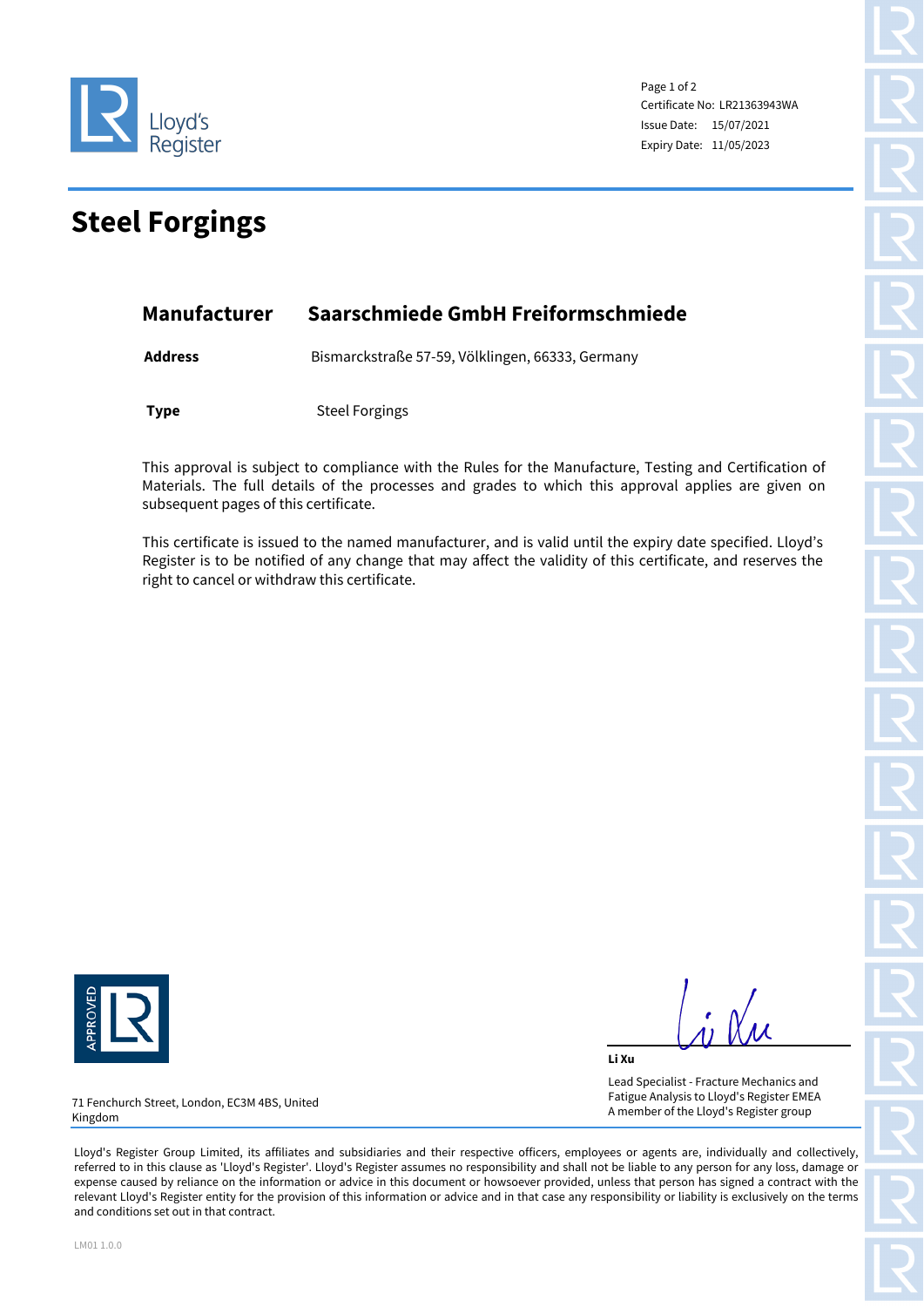Lloyd's Register

Certificate No: LR21363943WA
Issue Date: 15/07/2021
Expiry Date: 11/05/2023

# Steel Forgings

## Manufacturer Saarschmiede GmbH Freiformschmiede

**Address** Bismarckstraße 57-59, Völklingen, 66333, Germany

**Type** Steel Forgings

This approval is subject to compliance with the Rules for the Manufacture, Testing and Certification of Materials. The full details of the processes and grades to which this approval applies are given on subsequent pages of this certificate.

This certificate is issued to the named manufacturer, and is valid until the expiry date specified. Lloyd's Register is to be notified of any change that may affect the validity of this certificate, and reserves the right to cancel or withdraw this certificate.

APPROVED LR

71 Fenchurch Street, London, EC3M 4BS, United Kingdom

**Li Xu**

Lead Specialist - Fracture Mechanics and Fatigue Analysis to Lloyd's Register EMEA
A member of the Lloyd's Register group

Lloyd's Register Group Limited, its affiliates and subsidiaries and their respective officers, employees or agents are, individually and collectively, referred to in this clause as 'Lloyd's Register'. Lloyd's Register assumes no responsibility and shall not be liable to any person for any loss, damage or expense caused by reliance on the information or advice in this document or howsoever provided, unless that person has signed a contract with the relevant Lloyd's Register entity for the provision of this information or advice and in that case any responsibility or liability is exclusively on the terms and conditions set out in that contract.

LM01 1.0.0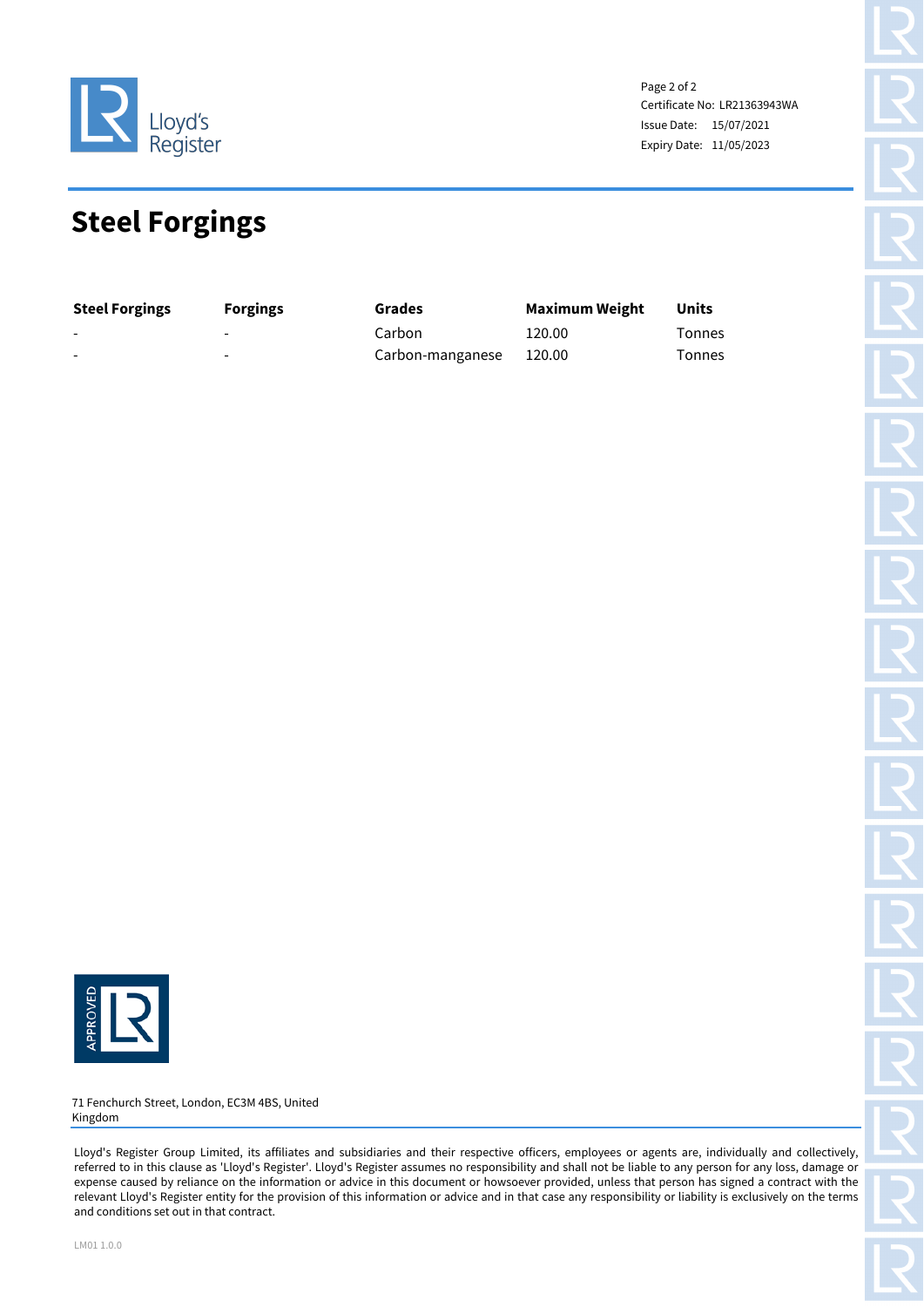Page 2 of 2
Certificate No: LR21363943WA
Issue Date: 15/07/2021
Expiry Date: 11/05/2023

# Steel Forgings

| Steel Forgings | Forgings | Grades | Maximum Weight | Units |
| --- | --- | --- | --- | --- |
| - | - | Carbon | 120.00 | Tonnes |
| - | - | Carbon-manganese | 120.00 | Tonnes |

71 Fenchurch Street, London, EC3M 4BS, United Kingdom

Lloyd's Register Group Limited, its affiliates and subsidiaries and their respective officers, employees or agents are, individually and collectively, referred to in this clause as 'Lloyd's Register'. Lloyd's Register assumes no responsibility and shall not be liable to any person for any loss, damage or expense caused by reliance on the information or advice in this document or howsoever provided, unless that person has signed a contract with the relevant Lloyd's Register entity for the provision of this information or advice and in that case any responsibility or liability is exclusively on the terms and conditions set out in that contract.

LM01 1.0.0